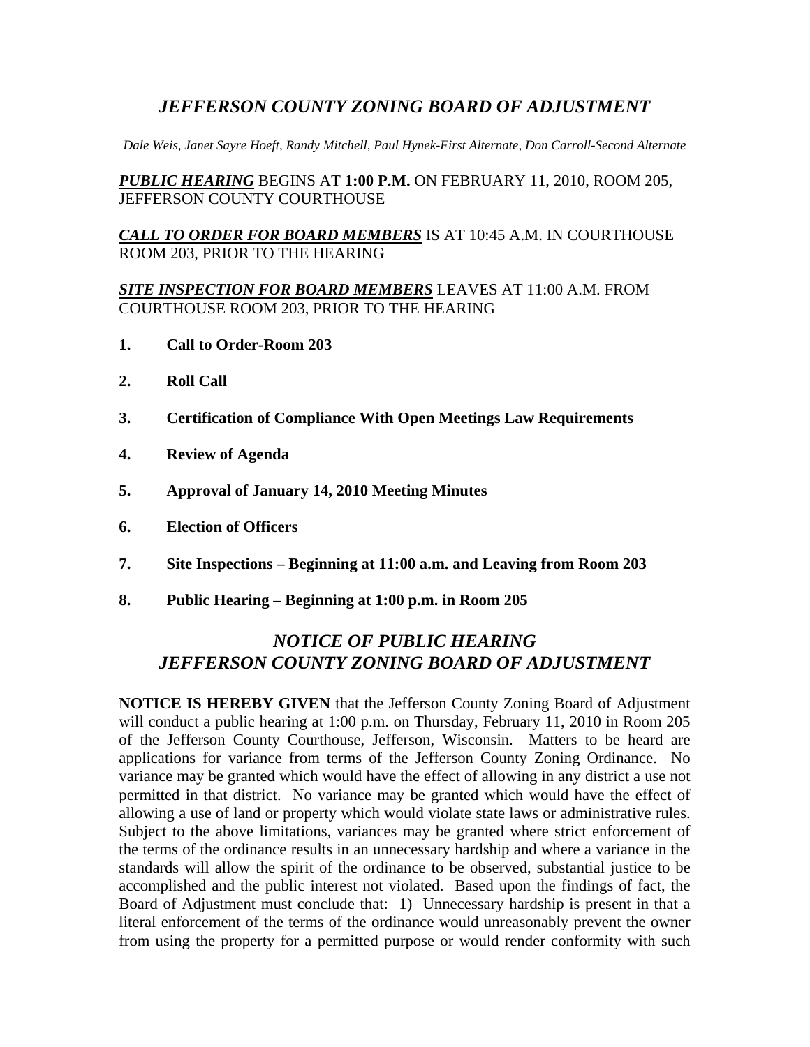## *JEFFERSON COUNTY ZONING BOARD OF ADJUSTMENT*

*Dale Weis, Janet Sayre Hoeft, Randy Mitchell, Paul Hynek-First Alternate, Don Carroll-Second Alternate*

***PUBLIC HEARING*** BEGINS AT **1:00 P.M.** ON FEBRUARY 11, 2010, ROOM 205, JEFFERSON COUNTY COURTHOUSE

***CALL TO ORDER FOR BOARD MEMBERS*** IS AT 10:45 A.M. IN COURTHOUSE ROOM 203, PRIOR TO THE HEARING

***SITE INSPECTION FOR BOARD MEMBERS*** LEAVES AT 11:00 A.M. FROM COURTHOUSE ROOM 203, PRIOR TO THE HEARING

1. **Call to Order-Room 203**
2. **Roll Call**
3. **Certification of Compliance With Open Meetings Law Requirements**
4. **Review of Agenda**
5. **Approval of January 14, 2010 Meeting Minutes**
6. **Election of Officers**
7. **Site Inspections – Beginning at 11:00 a.m. and Leaving from Room 203**
8. **Public Hearing – Beginning at 1:00 p.m. in Room 205**

## *NOTICE OF PUBLIC HEARING*
## *JEFFERSON COUNTY ZONING BOARD OF ADJUSTMENT*

**NOTICE IS HEREBY GIVEN** that the Jefferson County Zoning Board of Adjustment will conduct a public hearing at 1:00 p.m. on Thursday, February 11, 2010 in Room 205 of the Jefferson County Courthouse, Jefferson, Wisconsin. Matters to be heard are applications for variance from terms of the Jefferson County Zoning Ordinance. No variance may be granted which would have the effect of allowing in any district a use not permitted in that district. No variance may be granted which would have the effect of allowing a use of land or property which would violate state laws or administrative rules. Subject to the above limitations, variances may be granted where strict enforcement of the terms of the ordinance results in an unnecessary hardship and where a variance in the standards will allow the spirit of the ordinance to be observed, substantial justice to be accomplished and the public interest not violated. Based upon the findings of fact, the Board of Adjustment must conclude that: 1) Unnecessary hardship is present in that a literal enforcement of the terms of the ordinance would unreasonably prevent the owner from using the property for a permitted purpose or would render conformity with such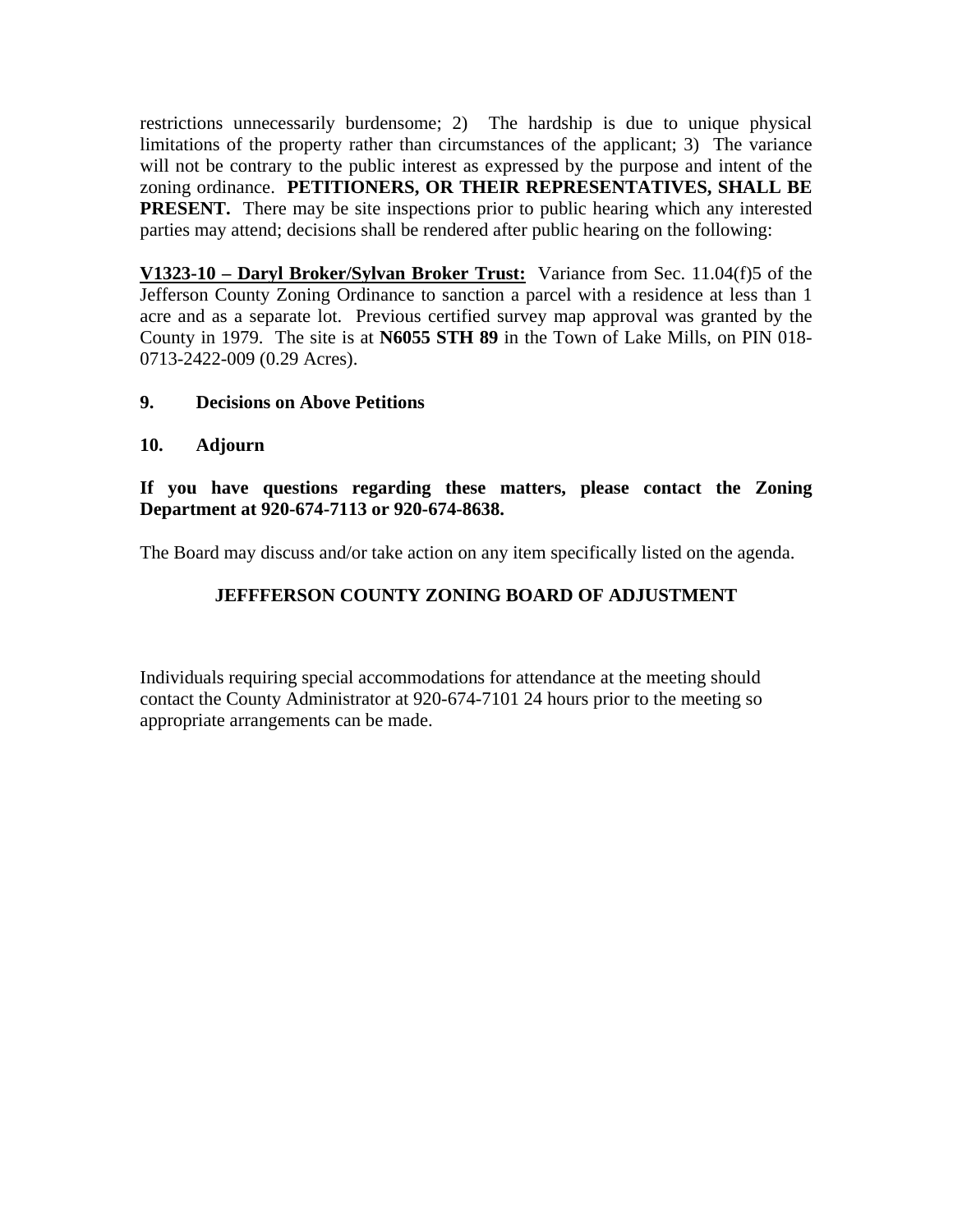restrictions unnecessarily burdensome; 2) The hardship is due to unique physical limitations of the property rather than circumstances of the applicant; 3) The variance will not be contrary to the public interest as expressed by the purpose and intent of the zoning ordinance. **PETITIONERS, OR THEIR REPRESENTATIVES, SHALL BE PRESENT.** There may be site inspections prior to public hearing which any interested parties may attend; decisions shall be rendered after public hearing on the following:

**V1323-10 – Daryl Broker/Sylvan Broker Trust:** Variance from Sec. 11.04(f)5 of the Jefferson County Zoning Ordinance to sanction a parcel with a residence at less than 1 acre and as a separate lot. Previous certified survey map approval was granted by the County in 1979. The site is at **N6055 STH 89** in the Town of Lake Mills, on PIN 018-0713-2422-009 (0.29 Acres).

**9. Decisions on Above Petitions**

**10. Adjourn**

**If you have questions regarding these matters, please contact the Zoning Department at 920-674-7113 or 920-674-8638.**

The Board may discuss and/or take action on any item specifically listed on the agenda.

**JEFFFERSON COUNTY ZONING BOARD OF ADJUSTMENT**

Individuals requiring special accommodations for attendance at the meeting should contact the County Administrator at 920-674-7101 24 hours prior to the meeting so appropriate arrangements can be made.